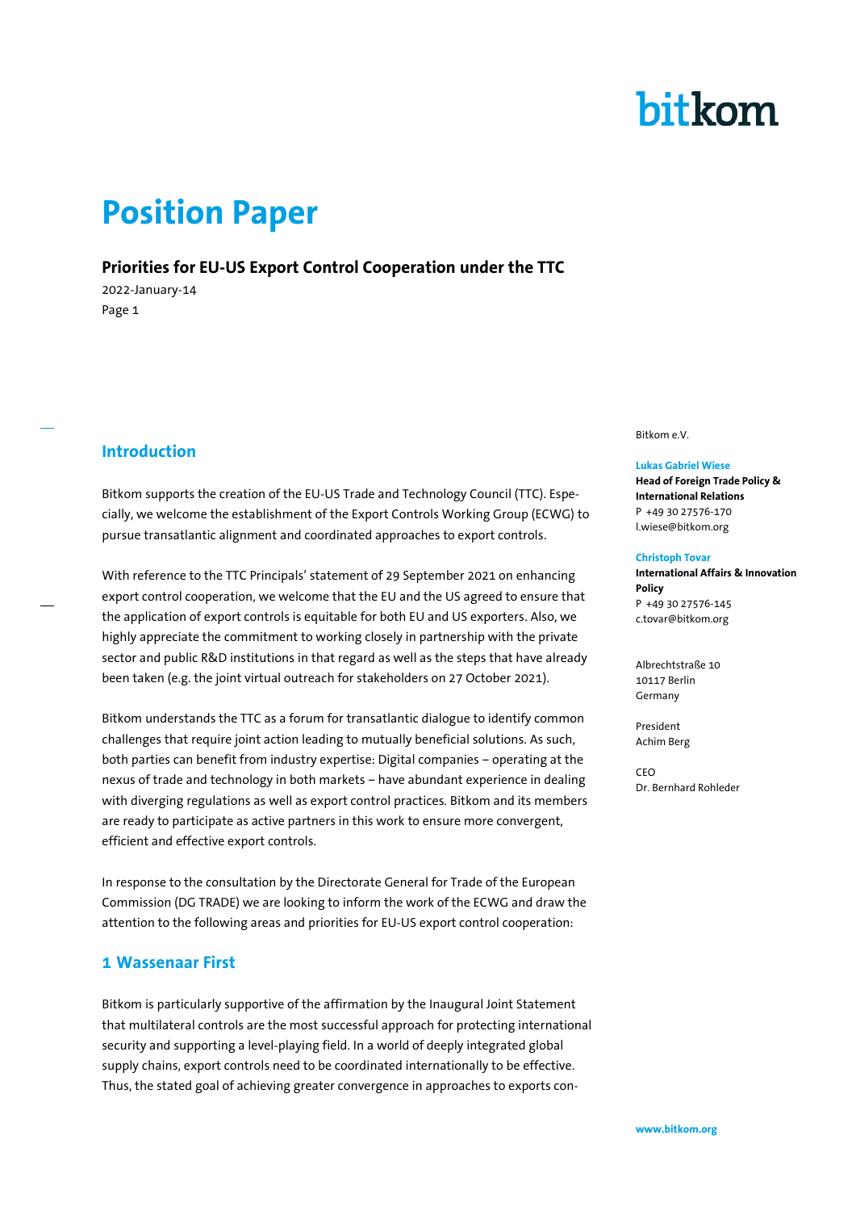bitkom

# Position Paper

## Priorities for EU-US Export Control Cooperation under the TTC

2022-January-14

Bitkom e.V.

**Lukas Gabriel Wiese**
**Head of Foreign Trade Policy & International Relations**
P +49 30 27576-170
l.wiese@bitkom.org

**Christoph Tovar**
**International Affairs & Innovation Policy**
P +49 30 27576-145
c.tovar@bitkom.org

Albrechtstraße 10
10117 Berlin
Germany

President
Achim Berg

CEO
Dr. Bernhard Rohleder

## Introduction

Bitkom supports the creation of the EU-US Trade and Technology Council (TTC). Especially, we welcome the establishment of the Export Controls Working Group (ECWG) to pursue transatlantic alignment and coordinated approaches to export controls.

With reference to the TTC Principals' statement of 29 September 2021 on enhancing export control cooperation, we welcome that the EU and the US agreed to ensure that the application of export controls is equitable for both EU and US exporters. Also, we highly appreciate the commitment to working closely in partnership with the private sector and public R&D institutions in that regard as well as the steps that have already been taken (e.g. the joint virtual outreach for stakeholders on 27 October 2021).

Bitkom understands the TTC as a forum for transatlantic dialogue to identify common challenges that require joint action leading to mutually beneficial solutions. As such, both parties can benefit from industry expertise: Digital companies – operating at the nexus of trade and technology in both markets – have abundant experience in dealing with diverging regulations as well as export control practices. Bitkom and its members are ready to participate as active partners in this work to ensure more convergent, efficient and effective export controls.

In response to the consultation by the Directorate General for Trade of the European Commission (DG TRADE) we are looking to inform the work of the ECWG and draw the attention to the following areas and priorities for EU-US export control cooperation:

## 1 Wassenaar First

Bitkom is particularly supportive of the affirmation by the Inaugural Joint Statement that multilateral controls are the most successful approach for protecting international security and supporting a level-playing field. In a world of deeply integrated global supply chains, export controls need to be coordinated internationally to be effective. Thus, the stated goal of achieving greater convergence in approaches to exports con-

www.bitkom.org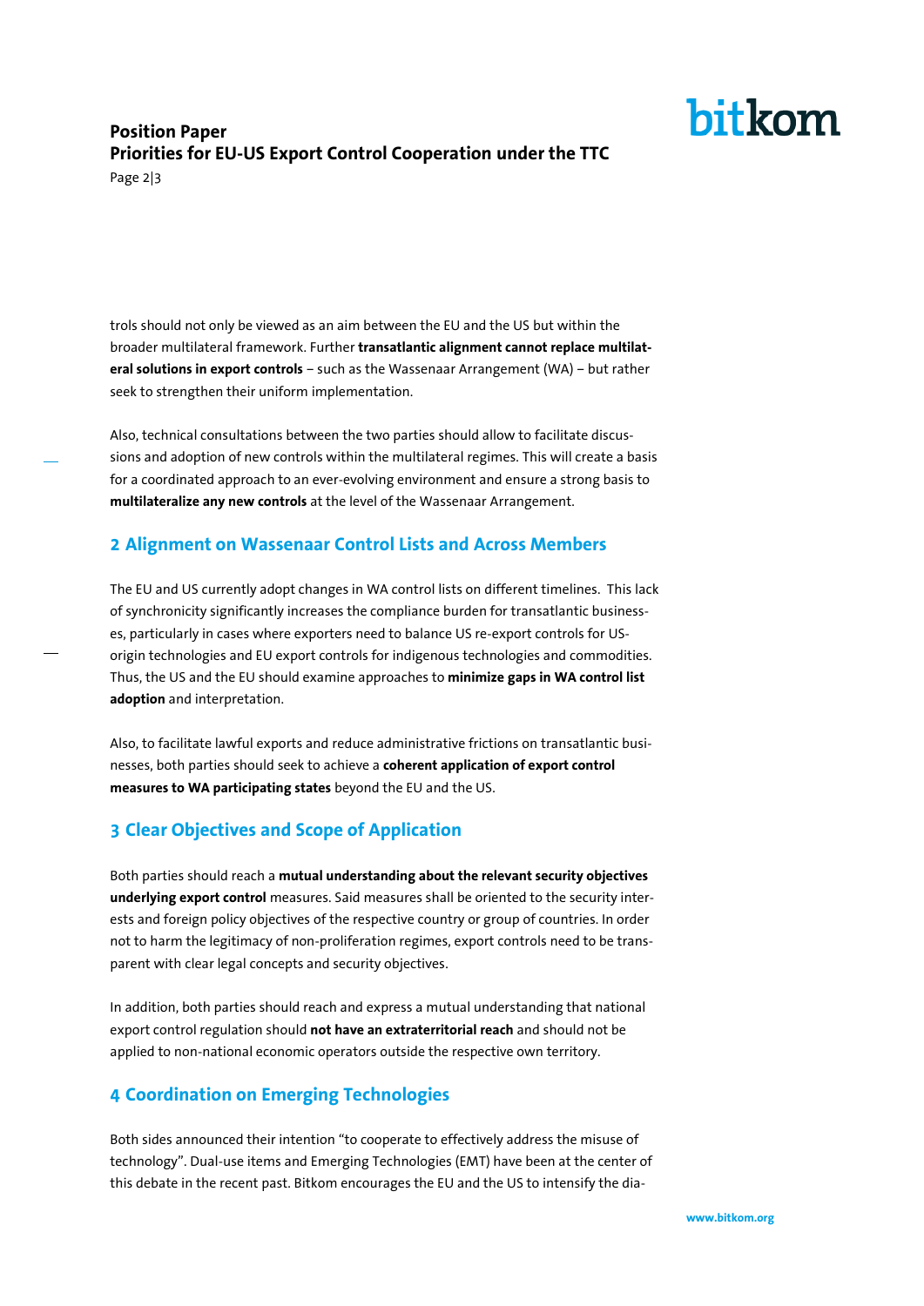trols should not only be viewed as an aim between the EU and the US but within the broader multilateral framework. Further **transatlantic alignment cannot replace multilateral solutions in export controls** – such as the Wassenaar Arrangement (WA) – but rather seek to strengthen their uniform implementation.

Also, technical consultations between the two parties should allow to facilitate discussions and adoption of new controls within the multilateral regimes. This will create a basis for a coordinated approach to an ever-evolving environment and ensure a strong basis to **multilateralize any new controls** at the level of the Wassenaar Arrangement.

## 2 Alignment on Wassenaar Control Lists and Across Members

The EU and US currently adopt changes in WA control lists on different timelines. This lack of synchronicity significantly increases the compliance burden for transatlantic businesses, particularly in cases where exporters need to balance US re-export controls for US-origin technologies and EU export controls for indigenous technologies and commodities. Thus, the US and the EU should examine approaches to **minimize gaps in WA control list adoption** and interpretation.

Also, to facilitate lawful exports and reduce administrative frictions on transatlantic businesses, both parties should seek to achieve a **coherent application of export control measures to WA participating states** beyond the EU and the US.

## 3 Clear Objectives and Scope of Application

Both parties should reach a **mutual understanding about the relevant security objectives underlying export control** measures. Said measures shall be oriented to the security interests and foreign policy objectives of the respective country or group of countries. In order not to harm the legitimacy of non-proliferation regimes, export controls need to be transparent with clear legal concepts and security objectives.

In addition, both parties should reach and express a mutual understanding that national export control regulation should **not have an extraterritorial reach** and should not be applied to non-national economic operators outside the respective own territory.

## 4 Coordination on Emerging Technologies

Both sides announced their intention "to cooperate to effectively address the misuse of technology". Dual-use items and Emerging Technologies (EMT) have been at the center of this debate in the recent past. Bitkom encourages the EU and the US to intensify the dia-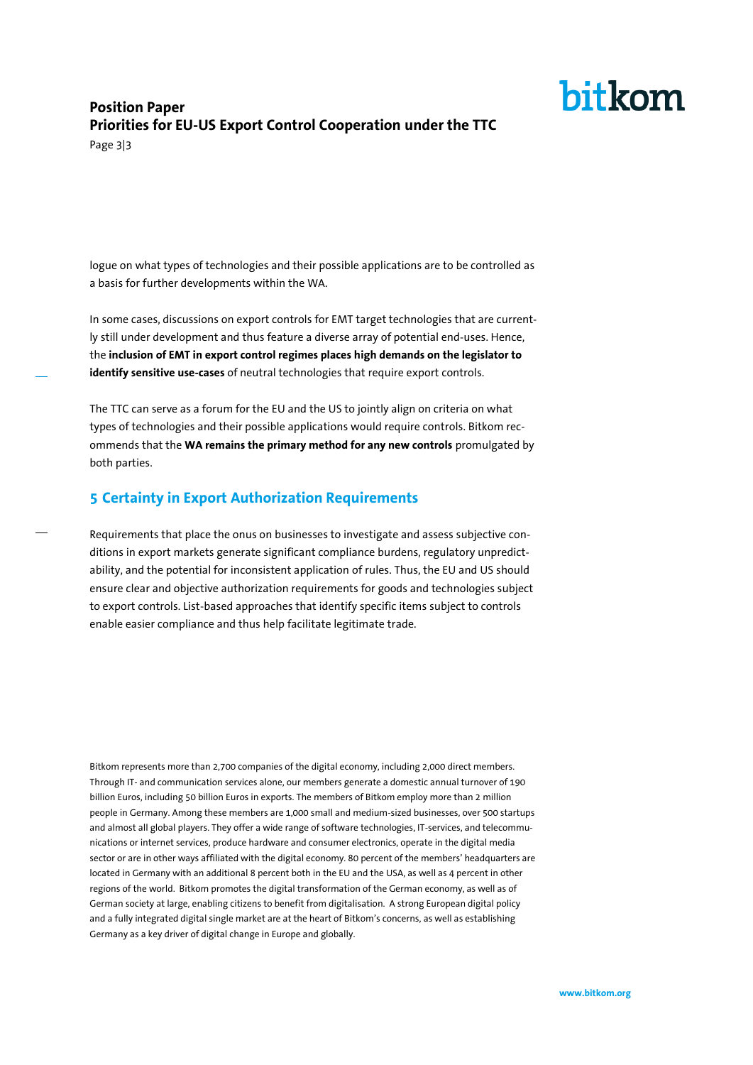logue on what types of technologies and their possible applications are to be controlled as a basis for further developments within the WA.

In some cases, discussions on export controls for EMT target technologies that are currently still under development and thus feature a diverse array of potential end-uses. Hence, the **inclusion of EMT in export control regimes places high demands on the legislator to identify sensitive use-cases** of neutral technologies that require export controls.

The TTC can serve as a forum for the EU and the US to jointly align on criteria on what types of technologies and their possible applications would require controls. Bitkom recommends that the **WA remains the primary method for any new controls** promulgated by both parties.

## 5 Certainty in Export Authorization Requirements

Requirements that place the onus on businesses to investigate and assess subjective conditions in export markets generate significant compliance burdens, regulatory unpredictability, and the potential for inconsistent application of rules. Thus, the EU and US should ensure clear and objective authorization requirements for goods and technologies subject to export controls. List-based approaches that identify specific items subject to controls enable easier compliance and thus help facilitate legitimate trade.

Bitkom represents more than 2,700 companies of the digital economy, including 2,000 direct members. Through IT- and communication services alone, our members generate a domestic annual turnover of 190 billion Euros, including 50 billion Euros in exports. The members of Bitkom employ more than 2 million people in Germany. Among these members are 1,000 small and medium-sized businesses, over 500 startups and almost all global players. They offer a wide range of software technologies, IT-services, and telecommunications or internet services, produce hardware and consumer electronics, operate in the digital media sector or are in other ways affiliated with the digital economy. 80 percent of the members' headquarters are located in Germany with an additional 8 percent both in the EU and the USA, as well as 4 percent in other regions of the world. Bitkom promotes the digital transformation of the German economy, as well as of German society at large, enabling citizens to benefit from digitalisation. A strong European digital policy and a fully integrated digital single market are at the heart of Bitkom's concerns, as well as establishing Germany as a key driver of digital change in Europe and globally.